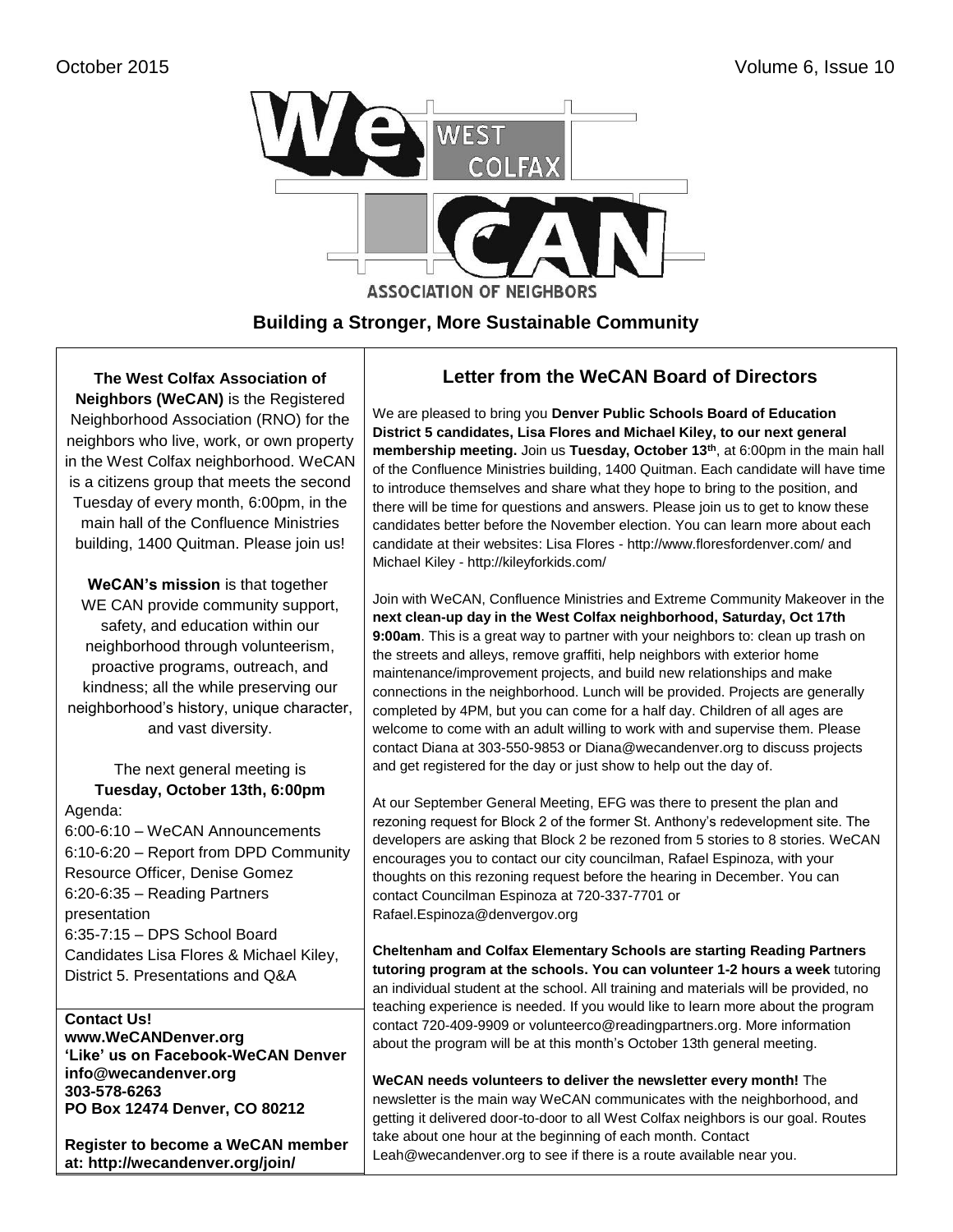# WeCAN – West Colfax Association of Neighbors

**Building a Stronger, More Sustainable Community**

**The West Colfax Association of Neighbors (WeCAN)** is the Registered Neighborhood Association (RNO) for the neighbors who live, work, or own property in the West Colfax neighborhood. WeCAN is a citizens group that meets the second Tuesday of every month, 6:00pm, in the main hall of the Confluence Ministries building, 1400 Quitman. Please join us!

**WeCAN's mission** is that together WE CAN provide community support, safety, and education within our neighborhood through volunteerism, proactive programs, outreach, and kindness; all the while preserving our neighborhood's history, unique character, and vast diversity.

The next general meeting is **Tuesday, October 13th, 6:00pm**

Agenda:

6:00-6:10 – WeCAN Announcements
6:10-6:20 – Report from DPD Community Resource Officer, Denise Gomez
6:20-6:35 – Reading Partners presentation
6:35-7:15 – DPS School Board Candidates Lisa Flores & Michael Kiley, District 5. Presentations and Q&A

**Contact Us!**
**www.WeCANDenver.org**
**'Like' us on Facebook-WeCAN Denver**
**info@wecandenver.org**
**303-578-6263**
**PO Box 12474 Denver, CO 80212**

**Register to become a WeCAN member at: http://wecandenver.org/join/**

## Letter from the WeCAN Board of Directors

We are pleased to bring you **Denver Public Schools Board of Education District 5 candidates, Lisa Flores and Michael Kiley, to our next general membership meeting.** Join us **Tuesday, October 13th**, at 6:00pm in the main hall of the Confluence Ministries building, 1400 Quitman. Each candidate will have time to introduce themselves and share what they hope to bring to the position, and there will be time for questions and answers. Please join us to get to know these candidates better before the November election. You can learn more about each candidate at their websites: Lisa Flores - http://www.floresfordenver.com/ and Michael Kiley - http://kileyforkids.com/

Join with WeCAN, Confluence Ministries and Extreme Community Makeover in the **next clean-up day in the West Colfax neighborhood, Saturday, Oct 17th 9:00am**. This is a great way to partner with your neighbors to: clean up trash on the streets and alleys, remove graffiti, help neighbors with exterior home maintenance/improvement projects, and build new relationships and make connections in the neighborhood. Lunch will be provided. Projects are generally completed by 4PM, but you can come for a half day. Children of all ages are welcome to come with an adult willing to work with and supervise them. Please contact Diana at 303-550-9853 or Diana@wecandenver.org to discuss projects and get registered for the day or just show to help out the day of.

At our September General Meeting, EFG was there to present the plan and rezoning request for Block 2 of the former St. Anthony's redevelopment site. The developers are asking that Block 2 be rezoned from 5 stories to 8 stories. WeCAN encourages you to contact our city councilman, Rafael Espinoza, with your thoughts on this rezoning request before the hearing in December. You can contact Councilman Espinoza at 720-337-7701 or Rafael.Espinoza@denvergov.org

**Cheltenham and Colfax Elementary Schools are starting Reading Partners tutoring program at the schools. You can volunteer 1-2 hours a week** tutoring an individual student at the school. All training and materials will be provided, no teaching experience is needed. If you would like to learn more about the program contact 720-409-9909 or volunteerco@readingpartners.org. More information about the program will be at this month's October 13th general meeting.

**WeCAN needs volunteers to deliver the newsletter every month!** The newsletter is the main way WeCAN communicates with the neighborhood, and getting it delivered door-to-door to all West Colfax neighbors is our goal. Routes take about one hour at the beginning of each month. Contact Leah@wecandenver.org to see if there is a route available near you.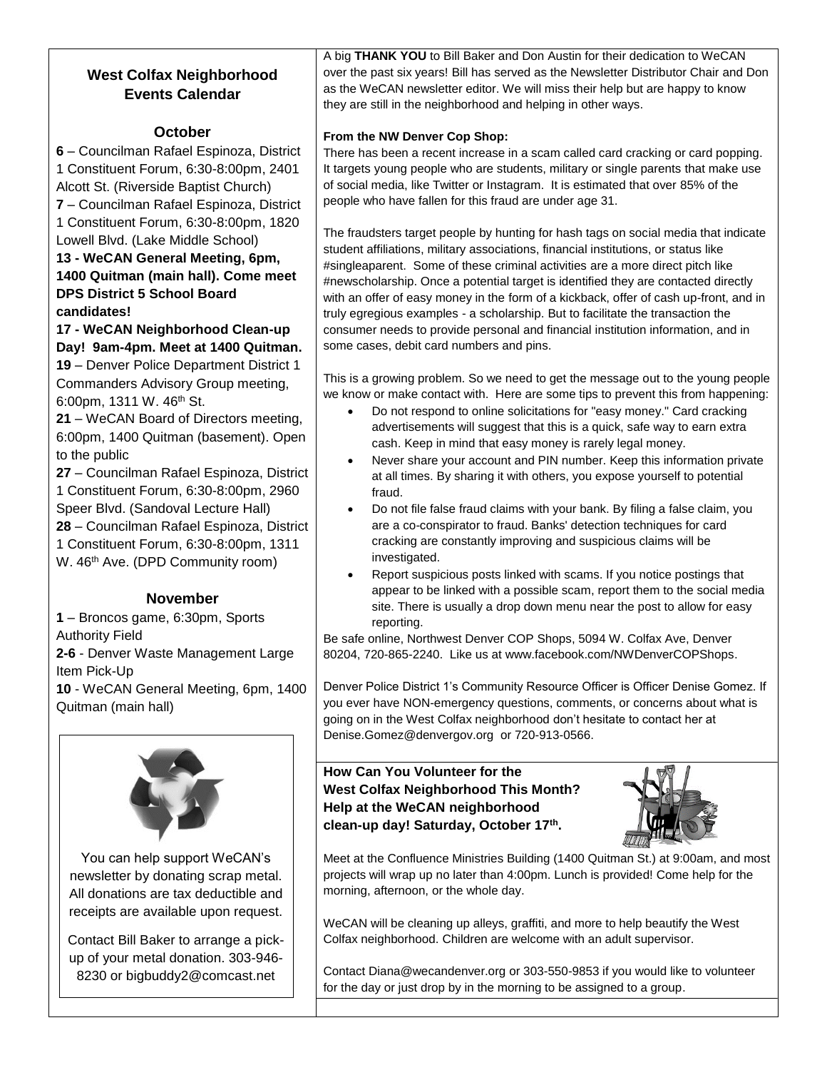## West Colfax Neighborhood Events Calendar

### October

**6** – Councilman Rafael Espinoza, District 1 Constituent Forum, 6:30-8:00pm, 2401 Alcott St. (Riverside Baptist Church)

**7** – Councilman Rafael Espinoza, District 1 Constituent Forum, 6:30-8:00pm, 1820 Lowell Blvd. (Lake Middle School)

**13 - WeCAN General Meeting, 6pm, 1400 Quitman (main hall). Come meet DPS District 5 School Board candidates!**

**17 - WeCAN Neighborhood Clean-up Day! 9am-4pm. Meet at 1400 Quitman.**

**19** – Denver Police Department District 1 Commanders Advisory Group meeting, 6:00pm, 1311 W. 46th St.

**21** – WeCAN Board of Directors meeting, 6:00pm, 1400 Quitman (basement). Open to the public

**27** – Councilman Rafael Espinoza, District 1 Constituent Forum, 6:30-8:00pm, 2960 Speer Blvd. (Sandoval Lecture Hall)

**28** – Councilman Rafael Espinoza, District 1 Constituent Forum, 6:30-8:00pm, 1311 W. 46th Ave. (DPD Community room)

### November

**1** – Broncos game, 6:30pm, Sports Authority Field

**2-6** - Denver Waste Management Large Item Pick-Up

**10** - WeCAN General Meeting, 6pm, 1400 Quitman (main hall)

You can help support WeCAN's newsletter by donating scrap metal. All donations are tax deductible and receipts are available upon request.

Contact Bill Baker to arrange a pick-up of your metal donation. 303-946-8230 or bigbuddy2@comcast.net

---

A big **THANK YOU** to Bill Baker and Don Austin for their dedication to WeCAN over the past six years! Bill has served as the Newsletter Distributor Chair and Don as the WeCAN newsletter editor. We will miss their help but are happy to know they are still in the neighborhood and helping in other ways.

**From the NW Denver Cop Shop:**

There has been a recent increase in a scam called card cracking or card popping. It targets young people who are students, military or single parents that make use of social media, like Twitter or Instagram. It is estimated that over 85% of the people who have fallen for this fraud are under age 31.

The fraudsters target people by hunting for hash tags on social media that indicate student affiliations, military associations, financial institutions, or status like #singleaparent. Some of these criminal activities are a more direct pitch like #newscholarship. Once a potential target is identified they are contacted directly with an offer of easy money in the form of a kickback, offer of cash up-front, and in truly egregious examples - a scholarship. But to facilitate the transaction the consumer needs to provide personal and financial institution information, and in some cases, debit card numbers and pins.

This is a growing problem. So we need to get the message out to the young people we know or make contact with. Here are some tips to prevent this from happening:

- Do not respond to online solicitations for "easy money." Card cracking advertisements will suggest that this is a quick, safe way to earn extra cash. Keep in mind that easy money is rarely legal money.
- Never share your account and PIN number. Keep this information private at all times. By sharing it with others, you expose yourself to potential fraud.
- Do not file false fraud claims with your bank. By filing a false claim, you are a co-conspirator to fraud. Banks' detection techniques for card cracking are constantly improving and suspicious claims will be investigated.
- Report suspicious posts linked with scams. If you notice postings that appear to be linked with a possible scam, report them to the social media site. There is usually a drop down menu near the post to allow for easy reporting.

Be safe online, Northwest Denver COP Shops, 5094 W. Colfax Ave, Denver 80204, 720-865-2240. Like us at www.facebook.com/NWDenverCOPShops.

Denver Police District 1's Community Resource Officer is Officer Denise Gomez. If you ever have NON-emergency questions, comments, or concerns about what is going on in the West Colfax neighborhood don't hesitate to contact her at Denise.Gomez@denvergov.org or 720-913-0566.

---

**How Can You Volunteer for the West Colfax Neighborhood This Month? Help at the WeCAN neighborhood clean-up day! Saturday, October 17th.**

Meet at the Confluence Ministries Building (1400 Quitman St.) at 9:00am, and most projects will wrap up no later than 4:00pm. Lunch is provided! Come help for the morning, afternoon, or the whole day.

WeCAN will be cleaning up alleys, graffiti, and more to help beautify the West Colfax neighborhood. Children are welcome with an adult supervisor.

Contact Diana@wecandenver.org or 303-550-9853 if you would like to volunteer for the day or just drop by in the morning to be assigned to a group.